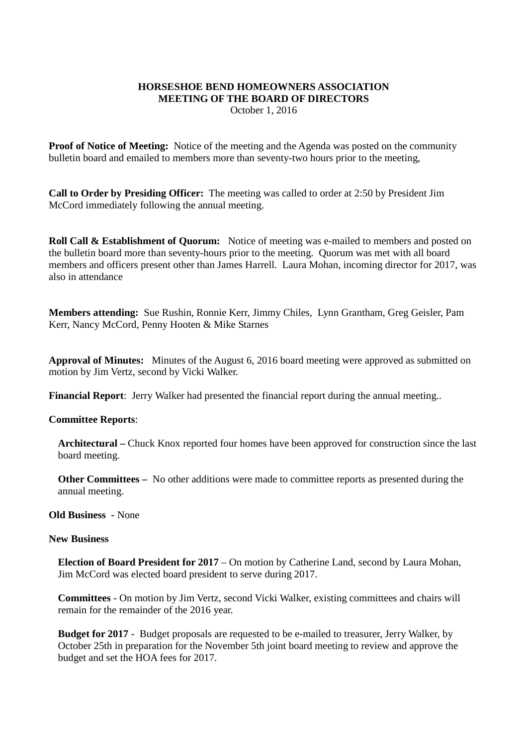**HORSESHOE BEND HOMEOWNERS ASSOCIATION**
**MEETING OF THE BOARD OF DIRECTORS**
October 1, 2016

**Proof of Notice of Meeting:** Notice of the meeting and the Agenda was posted on the community bulletin board and emailed to members more than seventy-two hours prior to the meeting,

**Call to Order by Presiding Officer:** The meeting was called to order at 2:50 by President Jim McCord immediately following the annual meeting.

**Roll Call & Establishment of Quorum:** Notice of meeting was e-mailed to members and posted on the bulletin board more than seventy-hours prior to the meeting. Quorum was met with all board members and officers present other than James Harrell. Laura Mohan, incoming director for 2017, was also in attendance

**Members attending:** Sue Rushin, Ronnie Kerr, Jimmy Chiles, Lynn Grantham, Greg Geisler, Pam Kerr, Nancy McCord, Penny Hooten & Mike Starnes

**Approval of Minutes:** Minutes of the August 6, 2016 board meeting were approved as submitted on motion by Jim Vertz, second by Vicki Walker.

**Financial Report**: Jerry Walker had presented the financial report during the annual meeting..

**Committee Reports**:

**Architectural –** Chuck Knox reported four homes have been approved for construction since the last board meeting.

**Other Committees –** No other additions were made to committee reports as presented during the annual meeting.

**Old Business** - None

**New Business**

**Election of Board President for 2017** – On motion by Catherine Land, second by Laura Mohan, Jim McCord was elected board president to serve during 2017.

**Committees** - On motion by Jim Vertz, second Vicki Walker, existing committees and chairs will remain for the remainder of the 2016 year.

**Budget for 2017** - Budget proposals are requested to be e-mailed to treasurer, Jerry Walker, by October 25th in preparation for the November 5th joint board meeting to review and approve the budget and set the HOA fees for 2017.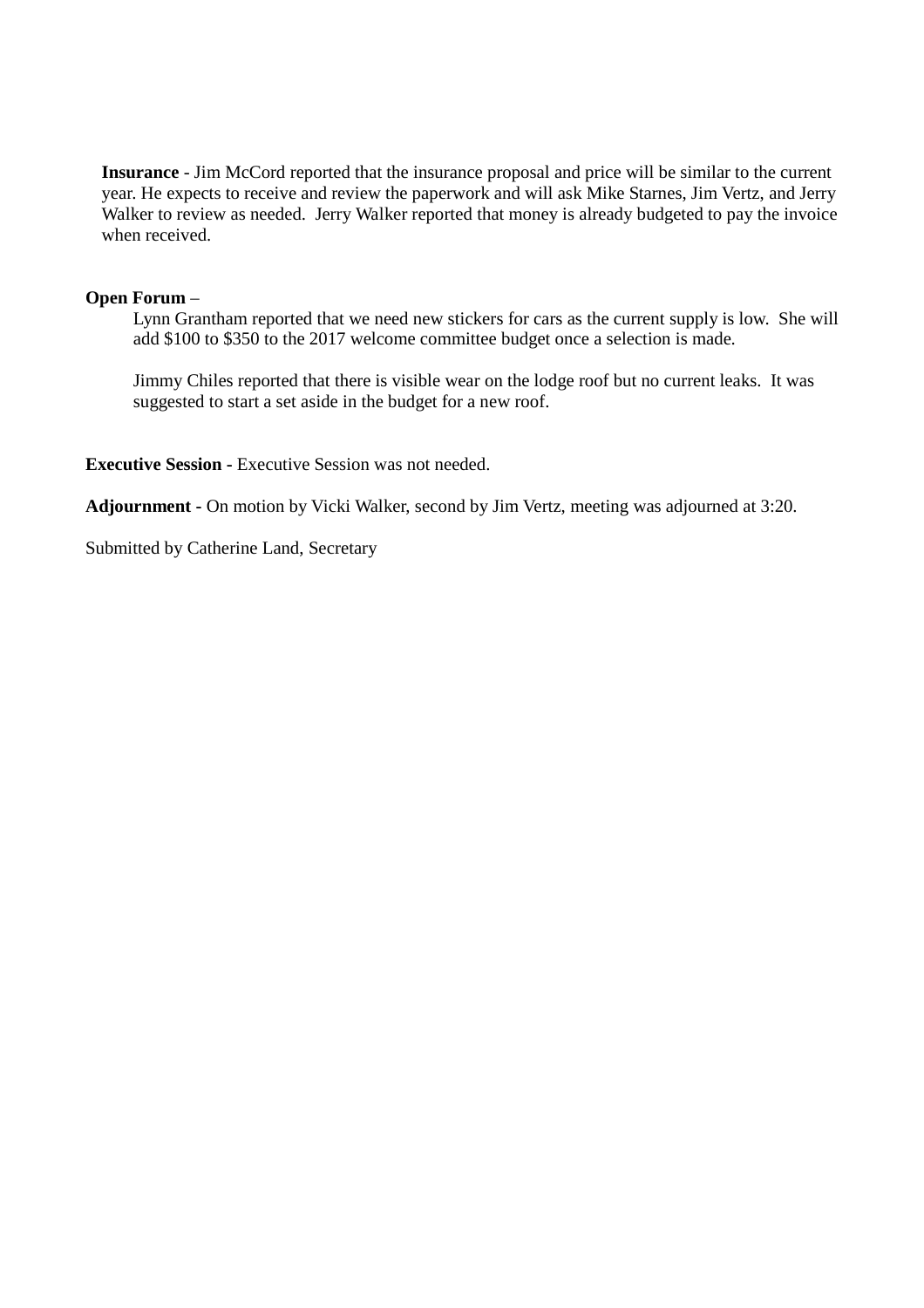**Insurance** - Jim McCord reported that the insurance proposal and price will be similar to the current year. He expects to receive and review the paperwork and will ask Mike Starnes, Jim Vertz, and Jerry Walker to review as needed. Jerry Walker reported that money is already budgeted to pay the invoice when received.

**Open Forum** –

Lynn Grantham reported that we need new stickers for cars as the current supply is low. She will add $100 to $350 to the 2017 welcome committee budget once a selection is made.

Jimmy Chiles reported that there is visible wear on the lodge roof but no current leaks. It was suggested to start a set aside in the budget for a new roof.

**Executive Session -** Executive Session was not needed.

**Adjournment -** On motion by Vicki Walker, second by Jim Vertz, meeting was adjourned at 3:20.

Submitted by Catherine Land, Secretary